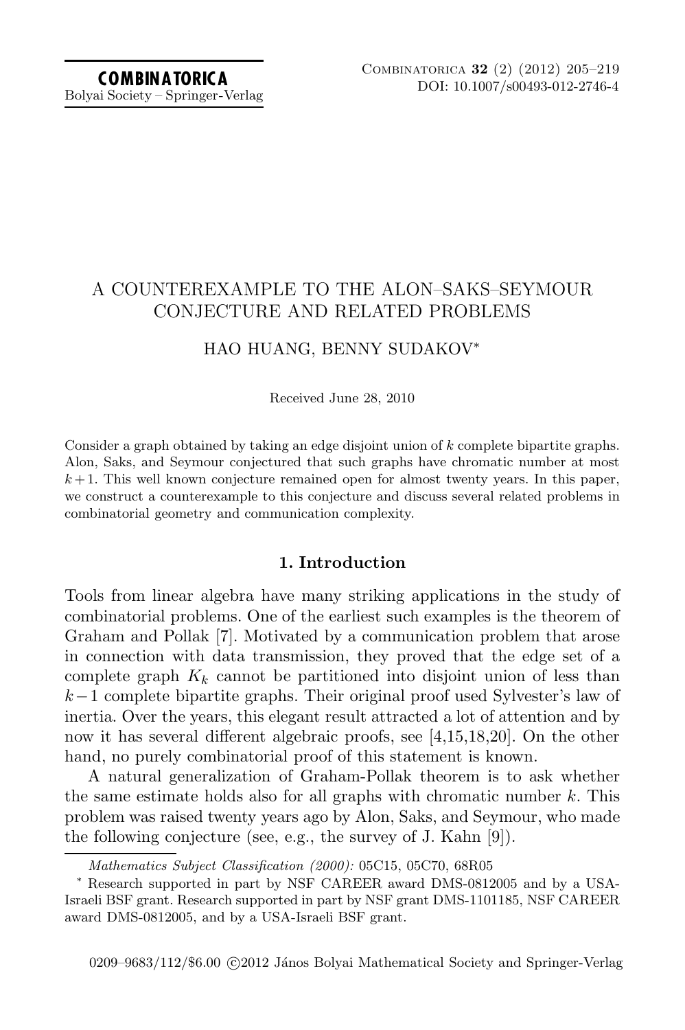# A COUNTEREXAMPLE TO THE ALON–SAKS–SEYMOUR CONJECTURE AND RELATED PROBLEMS

HAO HUANG, BENNY SUDAKOV*

Received June 28, 2010

Consider a graph obtained by taking an edge disjoint union of $k$ complete bipartite graphs. Alon, Saks, and Seymour conjectured that such graphs have chromatic number at most $k+1$. This well known conjecture remained open for almost twenty years. In this paper, we construct a counterexample to this conjecture and discuss several related problems in combinatorial geometry and communication complexity.

## 1. Introduction

Tools from linear algebra have many striking applications in the study of combinatorial problems. One of the earliest such examples is the theorem of Graham and Pollak [7]. Motivated by a communication problem that arose in connection with data transmission, they proved that the edge set of a complete graph $K_k$ cannot be partitioned into disjoint union of less than $k-1$ complete bipartite graphs. Their original proof used Sylvester's law of inertia. Over the years, this elegant result attracted a lot of attention and by now it has several different algebraic proofs, see [4,15,18,20]. On the other hand, no purely combinatorial proof of this statement is known.

A natural generalization of Graham-Pollak theorem is to ask whether the same estimate holds also for all graphs with chromatic number $k$. This problem was raised twenty years ago by Alon, Saks, and Seymour, who made the following conjecture (see, e.g., the survey of J. Kahn [9]).

---

*Mathematics Subject Classification (2000):* 05C15, 05C70, 68R05

\* Research supported in part by NSF CAREER award DMS-0812005 and by a USA-Israeli BSF grant. Research supported in part by NSF grant DMS-1101185, NSF CAREER award DMS-0812005, and by a USA-Israeli BSF grant.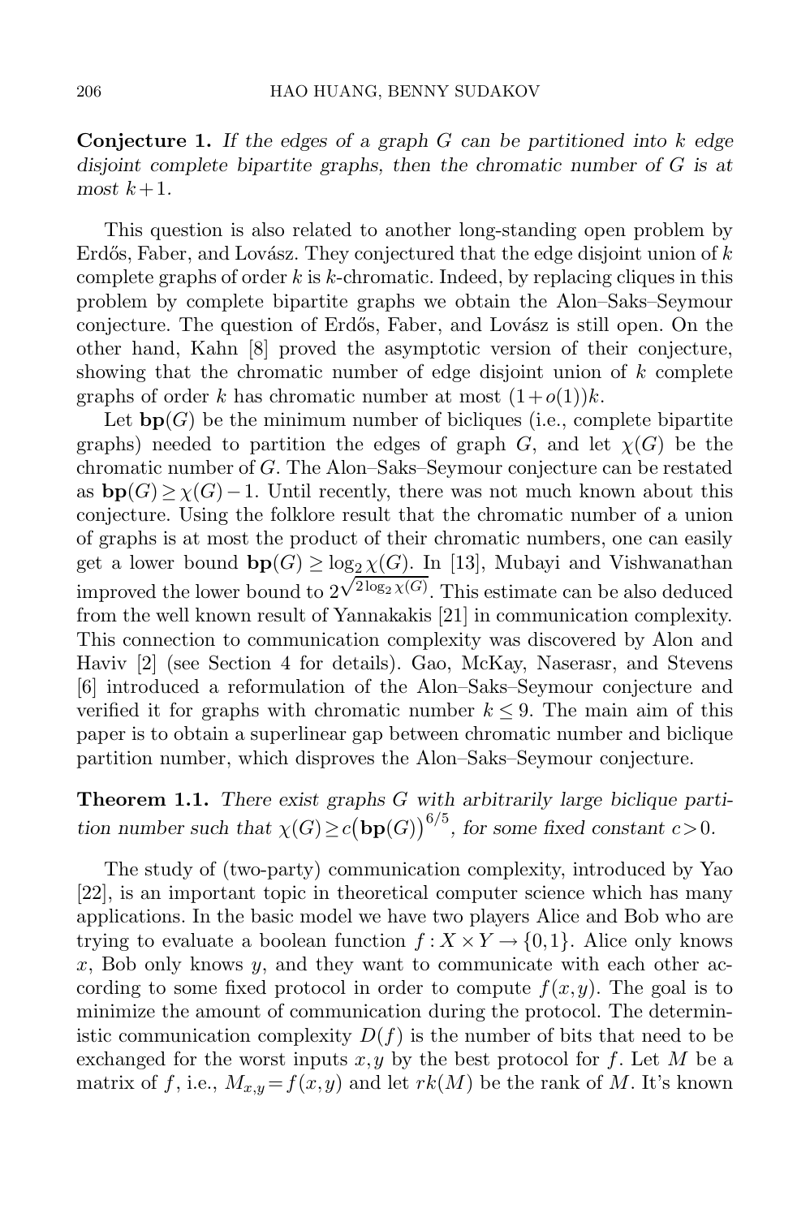**Conjecture 1.** *If the edges of a graph $G$ can be partitioned into $k$ edge disjoint complete bipartite graphs, then the chromatic number of $G$ is at most $k+1$.*

This question is also related to another long-standing open problem by Erdős, Faber, and Lovász. They conjectured that the edge disjoint union of $k$ complete graphs of order $k$ is $k$-chromatic. Indeed, by replacing cliques in this problem by complete bipartite graphs we obtain the Alon–Saks–Seymour conjecture. The question of Erdős, Faber, and Lovász is still open. On the other hand, Kahn [8] proved the asymptotic version of their conjecture, showing that the chromatic number of edge disjoint union of $k$ complete graphs of order $k$ has chromatic number at most $(1+o(1))k$.

Let $\mathbf{bp}(G)$ be the minimum number of bicliques (i.e., complete bipartite graphs) needed to partition the edges of graph $G$, and let $\chi(G)$ be the chromatic number of $G$. The Alon–Saks–Seymour conjecture can be restated as $\mathbf{bp}(G) \geq \chi(G)-1$. Until recently, there was not much known about this conjecture. Using the folklore result that the chromatic number of a union of graphs is at most the product of their chromatic numbers, one can easily get a lower bound $\mathbf{bp}(G) \geq \log_2 \chi(G)$. In [13], Mubayi and Vishwanathan improved the lower bound to $2^{\sqrt{2\log_2 \chi(G)}}$. This estimate can be also deduced from the well known result of Yannakakis [21] in communication complexity. This connection to communication complexity was discovered by Alon and Haviv [2] (see Section 4 for details). Gao, McKay, Naserasr, and Stevens [6] introduced a reformulation of the Alon–Saks–Seymour conjecture and verified it for graphs with chromatic number $k \leq 9$. The main aim of this paper is to obtain a superlinear gap between chromatic number and biclique partition number, which disproves the Alon–Saks–Seymour conjecture.

**Theorem 1.1.** *There exist graphs $G$ with arbitrarily large biclique partition number such that $\chi(G) \geq c\big(\mathbf{bp}(G)\big)^{6/5}$, for some fixed constant $c>0$.*

The study of (two-party) communication complexity, introduced by Yao [22], is an important topic in theoretical computer science which has many applications. In the basic model we have two players Alice and Bob who are trying to evaluate a boolean function $f : X \times Y \to \{0,1\}$. Alice only knows $x$, Bob only knows $y$, and they want to communicate with each other according to some fixed protocol in order to compute $f(x,y)$. The goal is to minimize the amount of communication during the protocol. The deterministic communication complexity $D(f)$ is the number of bits that need to be exchanged for the worst inputs $x,y$ by the best protocol for $f$. Let $M$ be a matrix of $f$, i.e., $M_{x,y} = f(x,y)$ and let $rk(M)$ be the rank of $M$. It's known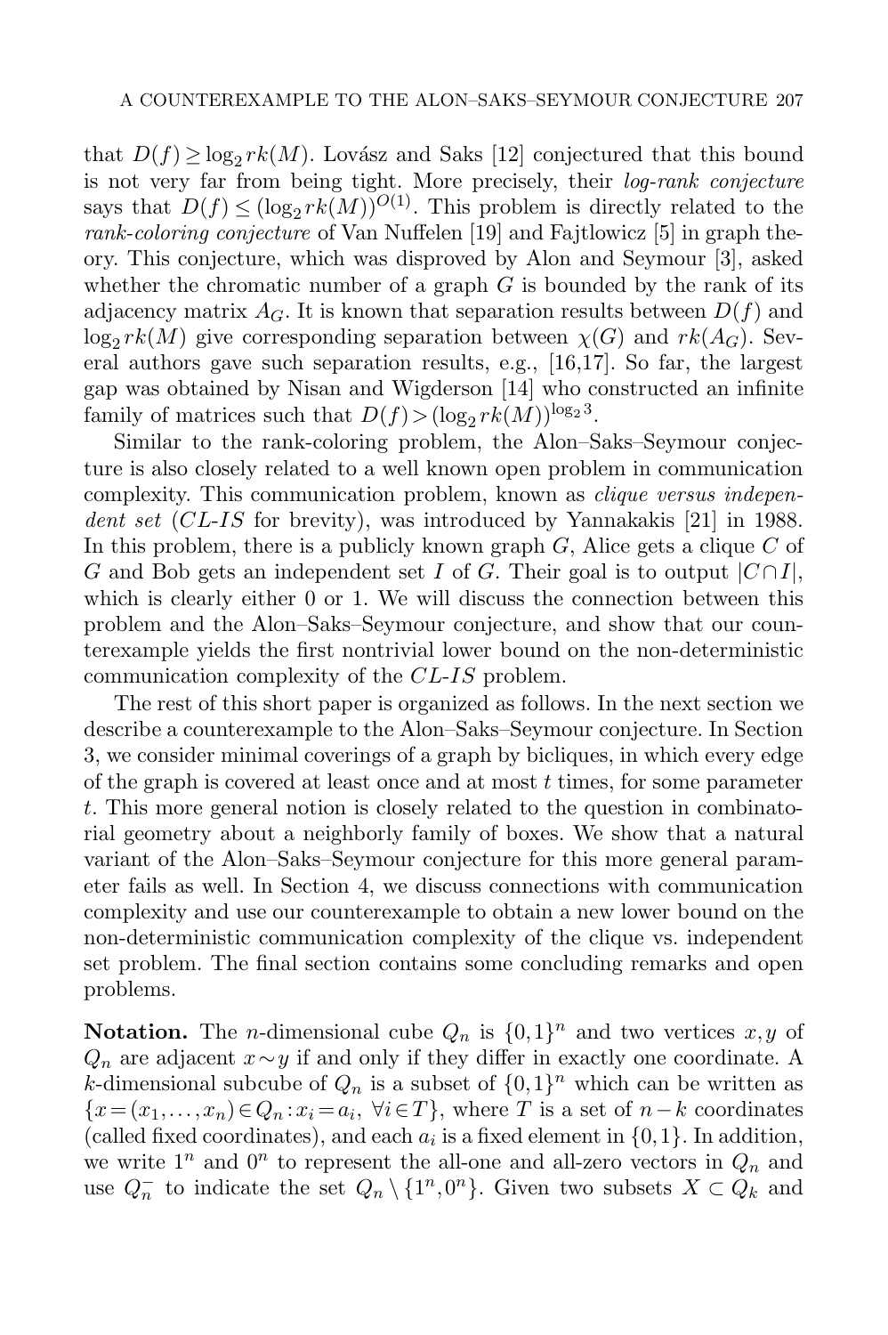that $D(f) \geq \log_2 rk(M)$. Lovász and Saks [12] conjectured that this bound is not very far from being tight. More precisely, their *log-rank conjecture* says that $D(f) \leq (\log_2 rk(M))^{O(1)}$. This problem is directly related to the *rank-coloring conjecture* of Van Nuffelen [19] and Fajtlowicz [5] in graph theory. This conjecture, which was disproved by Alon and Seymour [3], asked whether the chromatic number of a graph $G$ is bounded by the rank of its adjacency matrix $A_G$. It is known that separation results between $D(f)$ and $\log_2 rk(M)$ give corresponding separation between $\chi(G)$ and $rk(A_G)$. Several authors gave such separation results, e.g., [16,17]. So far, the largest gap was obtained by Nisan and Wigderson [14] who constructed an infinite family of matrices such that $D(f) > (\log_2 rk(M))^{\log_2 3}$.

Similar to the rank-coloring problem, the Alon–Saks–Seymour conjecture is also closely related to a well known open problem in communication complexity. This communication problem, known as *clique versus independent set* (*CL-IS* for brevity), was introduced by Yannakakis [21] in 1988. In this problem, there is a publicly known graph $G$, Alice gets a clique $C$ of $G$ and Bob gets an independent set $I$ of $G$. Their goal is to output $|C \cap I|$, which is clearly either 0 or 1. We will discuss the connection between this problem and the Alon–Saks–Seymour conjecture, and show that our counterexample yields the first nontrivial lower bound on the non-deterministic communication complexity of the *CL-IS* problem.

The rest of this short paper is organized as follows. In the next section we describe a counterexample to the Alon–Saks–Seymour conjecture. In Section 3, we consider minimal coverings of a graph by bicliques, in which every edge of the graph is covered at least once and at most $t$ times, for some parameter $t$. This more general notion is closely related to the question in combinatorial geometry about a neighborly family of boxes. We show that a natural variant of the Alon–Saks–Seymour conjecture for this more general parameter fails as well. In Section 4, we discuss connections with communication complexity and use our counterexample to obtain a new lower bound on the non-deterministic communication complexity of the clique vs. independent set problem. The final section contains some concluding remarks and open problems.

**Notation.** The $n$-dimensional cube $Q_n$ is $\{0,1\}^n$ and two vertices $x,y$ of $Q_n$ are adjacent $x \sim y$ if and only if they differ in exactly one coordinate. A $k$-dimensional subcube of $Q_n$ is a subset of $\{0,1\}^n$ which can be written as $\{x = (x_1,\ldots,x_n) \in Q_n : x_i = a_i,\ \forall i \in T\}$, where $T$ is a set of $n-k$ coordinates (called fixed coordinates), and each $a_i$ is a fixed element in $\{0,1\}$. In addition, we write $1^n$ and $0^n$ to represent the all-one and all-zero vectors in $Q_n$ and use $Q_n^-$ to indicate the set $Q_n \setminus \{1^n, 0^n\}$. Given two subsets $X \subset Q_k$ and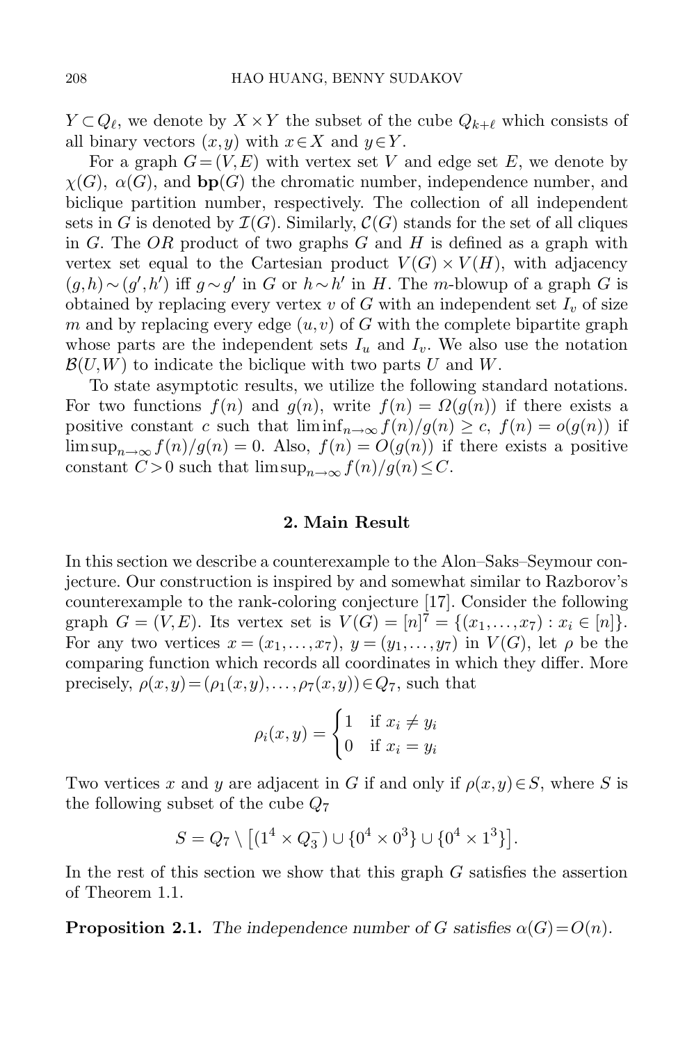$Y \subset Q_\ell$, we denote by $X \times Y$ the subset of the cube $Q_{k+\ell}$ which consists of all binary vectors $(x, y)$ with $x \in X$ and $y \in Y$.

For a graph $G = (V, E)$ with vertex set $V$ and edge set $E$, we denote by $\chi(G)$, $\alpha(G)$, and $\mathbf{bp}(G)$ the chromatic number, independence number, and biclique partition number, respectively. The collection of all independent sets in $G$ is denoted by $\mathcal{I}(G)$. Similarly, $\mathcal{C}(G)$ stands for the set of all cliques in $G$. The $OR$ product of two graphs $G$ and $H$ is defined as a graph with vertex set equal to the Cartesian product $V(G) \times V(H)$, with adjacency $(g, h) \sim (g', h')$ iff $g \sim g'$ in $G$ or $h \sim h'$ in $H$. The $m$-blowup of a graph $G$ is obtained by replacing every vertex $v$ of $G$ with an independent set $I_v$ of size $m$ and by replacing every edge $(u, v)$ of $G$ with the complete bipartite graph whose parts are the independent sets $I_u$ and $I_v$. We also use the notation $\mathcal{B}(U, W)$ to indicate the biclique with two parts $U$ and $W$.

To state asymptotic results, we utilize the following standard notations. For two functions $f(n)$ and $g(n)$, write $f(n) = \Omega(g(n))$ if there exists a positive constant $c$ such that $\liminf_{n\to\infty} f(n)/g(n) \ge c$, $f(n) = o(g(n))$ if $\limsup_{n\to\infty} f(n)/g(n) = 0$. Also, $f(n) = O(g(n))$ if there exists a positive constant $C > 0$ such that $\limsup_{n\to\infty} f(n)/g(n) \le C$.

## 2. Main Result

In this section we describe a counterexample to the Alon–Saks–Seymour conjecture. Our construction is inspired by and somewhat similar to Razborov's counterexample to the rank-coloring conjecture [17]. Consider the following graph $G = (V, E)$. Its vertex set is $V(G) = [n]^7 = \{(x_1, \ldots, x_7) : x_i \in [n]\}$. For any two vertices $x = (x_1, \ldots, x_7)$, $y = (y_1, \ldots, y_7)$ in $V(G)$, let $\rho$ be the comparing function which records all coordinates in which they differ. More precisely, $\rho(x, y) = (\rho_1(x, y), \ldots, \rho_7(x, y)) \in Q_7$, such that

$$\rho_i(x, y) = \begin{cases} 1 & \text{if } x_i \neq y_i \\ 0 & \text{if } x_i = y_i \end{cases}$$

Two vertices $x$ and $y$ are adjacent in $G$ if and only if $\rho(x, y) \in S$, where $S$ is the following subset of the cube $Q_7$

$$S = Q_7 \setminus \left[(1^4 \times Q_3^-) \cup \{0^4 \times 0^3\} \cup \{0^4 \times 1^3\}\right].$$

In the rest of this section we show that this graph $G$ satisfies the assertion of Theorem 1.1.

**Proposition 2.1.** *The independence number of $G$ satisfies $\alpha(G) = O(n)$.*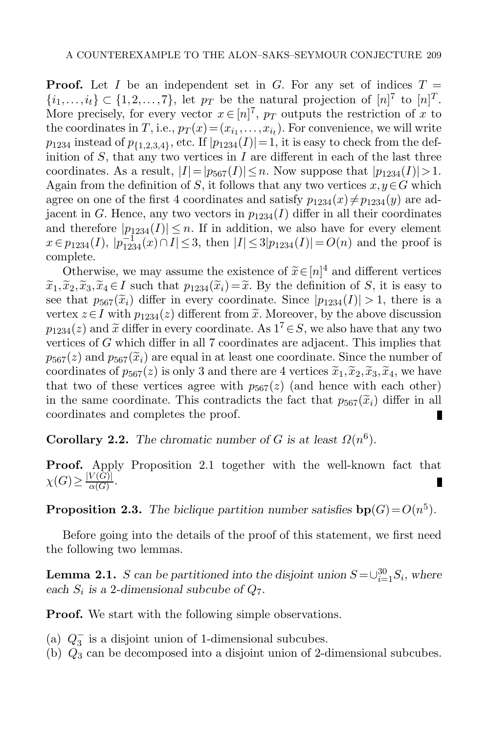**Proof.** Let $I$ be an independent set in $G$. For any set of indices $T = \{i_1,\dots,i_t\} \subset \{1,2,\dots,7\}$, let $p_T$ be the natural projection of $[n]^7$ to $[n]^T$. More precisely, for every vector $x \in [n]^7$, $p_T$ outputs the restriction of $x$ to the coordinates in $T$, i.e., $p_T(x) = (x_{i_1},\dots,x_{i_t})$. For convenience, we will write $p_{1234}$ instead of $p_{\{1,2,3,4\}}$, etc. If $|p_{1234}(I)| = 1$, it is easy to check from the definition of $S$, that any two vertices in $I$ are different in each of the last three coordinates. As a result, $|I| = |p_{567}(I)| \le n$. Now suppose that $|p_{1234}(I)| > 1$. Again from the definition of $S$, it follows that any two vertices $x, y \in G$ which agree on one of the first 4 coordinates and satisfy $p_{1234}(x) \ne p_{1234}(y)$ are adjacent in $G$. Hence, any two vectors in $p_{1234}(I)$ differ in all their coordinates and therefore $|p_{1234}(I)| \le n$. If in addition, we also have for every element $x \in p_{1234}(I)$, $|p_{1234}^{-1}(x) \cap I| \le 3$, then $|I| \le 3|p_{1234}(I)| = O(n)$ and the proof is complete.

Otherwise, we may assume the existence of $\widetilde{x} \in [n]^4$ and different vertices $\widetilde{x}_1, \widetilde{x}_2, \widetilde{x}_3, \widetilde{x}_4 \in I$ such that $p_{1234}(\widetilde{x}_i) = \widetilde{x}$. By the definition of $S$, it is easy to see that $p_{567}(\widetilde{x}_i)$ differ in every coordinate. Since $|p_{1234}(I)| > 1$, there is a vertex $z \in I$ with $p_{1234}(z)$ different from $\widetilde{x}$. Moreover, by the above discussion $p_{1234}(z)$ and $\widetilde{x}$ differ in every coordinate. As $1^7 \in S$, we also have that any two vertices of $G$ which differ in all 7 coordinates are adjacent. This implies that $p_{567}(z)$ and $p_{567}(\widetilde{x}_i)$ are equal in at least one coordinate. Since the number of coordinates of $p_{567}(z)$ is only 3 and there are 4 vertices $\widetilde{x}_1, \widetilde{x}_2, \widetilde{x}_3, \widetilde{x}_4$, we have that two of these vertices agree with $p_{567}(z)$ (and hence with each other) in the same coordinate. This contradicts the fact that $p_{567}(\widetilde{x}_i)$ differ in all coordinates and completes the proof. ∎

**Corollary 2.2.** *The chromatic number of $G$ is at least $\Omega(n^6)$.*

**Proof.** Apply Proposition 2.1 together with the well-known fact that $\chi(G) \ge \frac{|V(G)|}{\alpha(G)}$. ∎

**Proposition 2.3.** *The biclique partition number satisfies $\mathbf{bp}(G) = O(n^5)$.*

Before going into the details of the proof of this statement, we first need the following two lemmas.

**Lemma 2.1.** *$S$ can be partitioned into the disjoint union $S = \cup_{i=1}^{30} S_i$, where each $S_i$ is a 2-dimensional subcube of $Q_7$.*

**Proof.** We start with the following simple observations.

(a) $Q_3^-$ is a disjoint union of 1-dimensional subcubes.
(b) $Q_3$ can be decomposed into a disjoint union of 2-dimensional subcubes.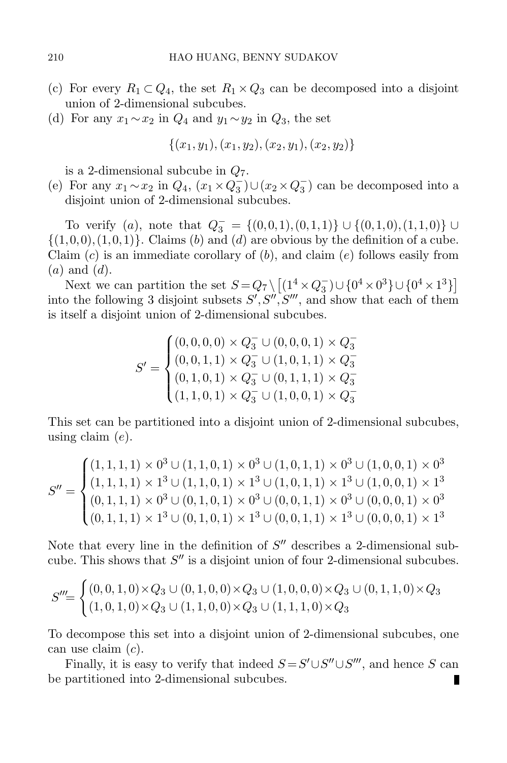(c) For every $R_1 \subset Q_4$, the set $R_1 \times Q_3$ can be decomposed into a disjoint union of 2-dimensional subcubes.

(d) For any $x_1 \sim x_2$ in $Q_4$ and $y_1 \sim y_2$ in $Q_3$, the set

$$\{(x_1, y_1), (x_1, y_2), (x_2, y_1), (x_2, y_2)\}$$

is a 2-dimensional subcube in $Q_7$.

(e) For any $x_1 \sim x_2$ in $Q_4$, $(x_1 \times Q_3^-) \cup (x_2 \times Q_3^-)$ can be decomposed into a disjoint union of 2-dimensional subcubes.

To verify $(a)$, note that $Q_3^- = \{(0,0,1),(0,1,1)\} \cup \{(0,1,0),(1,1,0)\} \cup \{(1,0,0),(1,0,1)\}$. Claims $(b)$ and $(d)$ are obvious by the definition of a cube. Claim $(c)$ is an immediate corollary of $(b)$, and claim $(e)$ follows easily from $(a)$ and $(d)$.

Next we can partition the set $S = Q_7 \setminus \left[(1^4 \times Q_3^-) \cup \{0^4 \times 0^3\} \cup \{0^4 \times 1^3\}\right]$ into the following 3 disjoint subsets $S', S'', S'''$, and show that each of them is itself a disjoint union of 2-dimensional subcubes.

$$S' = \begin{cases} (0,0,0,0) \times Q_3^- \cup (0,0,0,1) \times Q_3^- \\ (0,0,1,1) \times Q_3^- \cup (1,0,1,1) \times Q_3^- \\ (0,1,0,1) \times Q_3^- \cup (0,1,1,1) \times Q_3^- \\ (1,1,0,1) \times Q_3^- \cup (1,0,0,1) \times Q_3^- \end{cases}$$

This set can be partitioned into a disjoint union of 2-dimensional subcubes, using claim $(e)$.

$$S'' = \begin{cases} (1,1,1,1) \times 0^3 \cup (1,1,0,1) \times 0^3 \cup (1,0,1,1) \times 0^3 \cup (1,0,0,1) \times 0^3 \\ (1,1,1,1) \times 1^3 \cup (1,1,0,1) \times 1^3 \cup (1,0,1,1) \times 1^3 \cup (1,0,0,1) \times 1^3 \\ (0,1,1,1) \times 0^3 \cup (0,1,0,1) \times 0^3 \cup (0,0,1,1) \times 0^3 \cup (0,0,0,1) \times 0^3 \\ (0,1,1,1) \times 1^3 \cup (0,1,0,1) \times 1^3 \cup (0,0,1,1) \times 1^3 \cup (0,0,0,1) \times 1^3 \end{cases}$$

Note that every line in the definition of $S''$ describes a 2-dimensional subcube. This shows that $S''$ is a disjoint union of four 2-dimensional subcubes.

$$S''' = \begin{cases} (0,0,1,0) \times Q_3 \cup (0,1,0,0) \times Q_3 \cup (1,0,0,0) \times Q_3 \cup (0,1,1,0) \times Q_3 \\ (1,0,1,0) \times Q_3 \cup (1,1,0,0) \times Q_3 \cup (1,1,1,0) \times Q_3 \end{cases}$$

To decompose this set into a disjoint union of 2-dimensional subcubes, one can use claim $(c)$.

Finally, it is easy to verify that indeed $S = S' \cup S'' \cup S'''$, and hence $S$ can be partitioned into 2-dimensional subcubes. ∎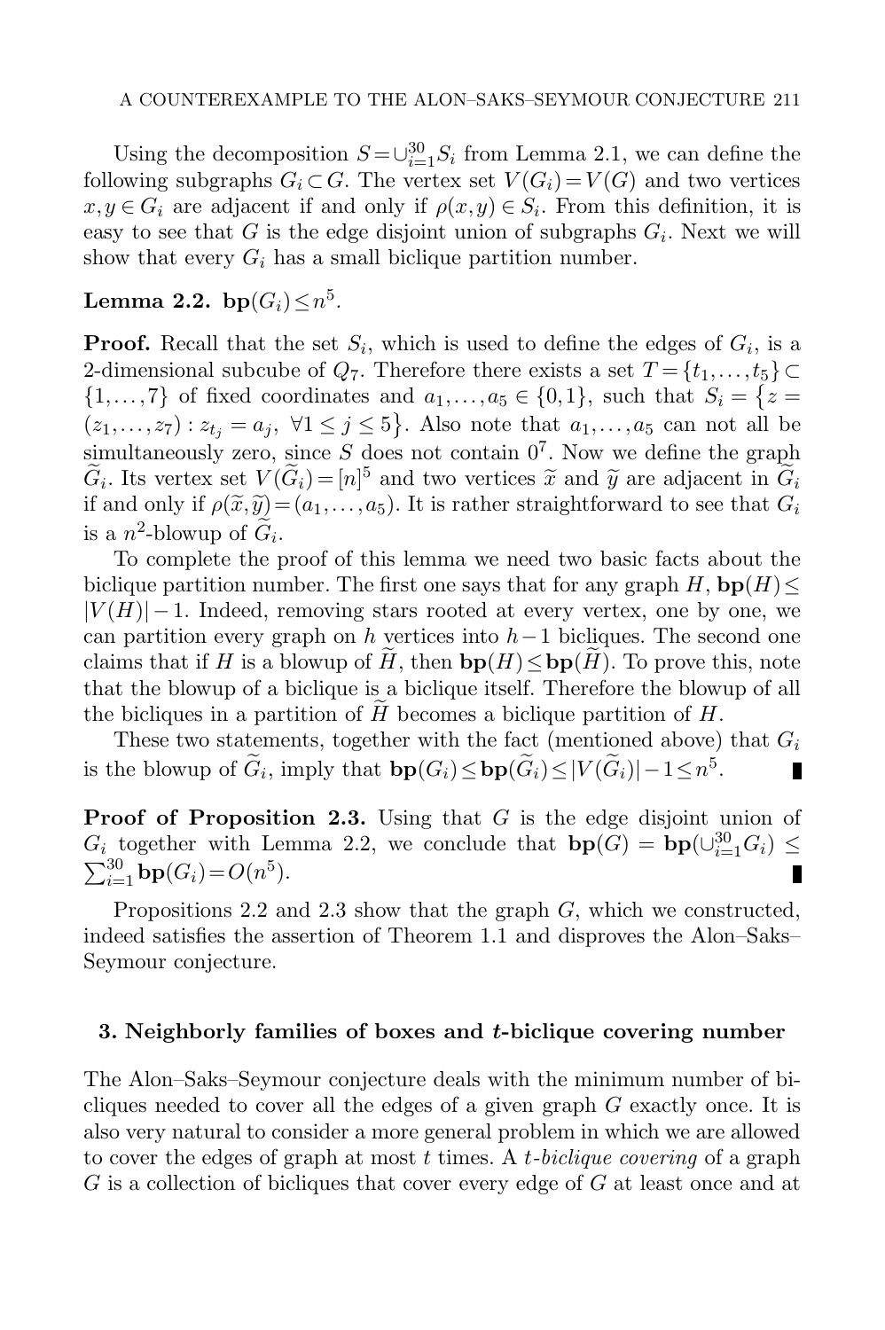Using the decomposition $S=\cup_{i=1}^{30} S_i$ from Lemma 2.1, we can define the following subgraphs $G_i \subset G$. The vertex set $V(G_i)=V(G)$ and two vertices $x,y \in G_i$ are adjacent if and only if $\rho(x,y) \in S_i$. From this definition, it is easy to see that $G$ is the edge disjoint union of subgraphs $G_i$. Next we will show that every $G_i$ has a small biclique partition number.

**Lemma 2.2.** $\mathbf{bp}(G_i) \le n^5$.

**Proof.** Recall that the set $S_i$, which is used to define the edges of $G_i$, is a 2-dimensional subcube of $Q_7$. Therefore there exists a set $T=\{t_1,\dots,t_5\} \subset \{1,\dots,7\}$ of fixed coordinates and $a_1,\dots,a_5 \in \{0,1\}$, such that $S_i = \{z = (z_1,\dots,z_7) : z_{t_j} = a_j,\ \forall 1 \le j \le 5\}$. Also note that $a_1,\dots,a_5$ can not all be simultaneously zero, since $S$ does not contain $0^7$. Now we define the graph $\widetilde{G}_i$. Its vertex set $V(\widetilde{G}_i)=[n]^5$ and two vertices $\widetilde{x}$ and $\widetilde{y}$ are adjacent in $\widetilde{G}_i$ if and only if $\rho(\widetilde{x},\widetilde{y})=(a_1,\dots,a_5)$. It is rather straightforward to see that $G_i$ is a $n^2$-blowup of $\widetilde{G}_i$.

To complete the proof of this lemma we need two basic facts about the biclique partition number. The first one says that for any graph $H$, $\mathbf{bp}(H) \le |V(H)|-1$. Indeed, removing stars rooted at every vertex, one by one, we can partition every graph on $h$ vertices into $h-1$ bicliques. The second one claims that if $H$ is a blowup of $\widetilde{H}$, then $\mathbf{bp}(H) \le \mathbf{bp}(\widetilde{H})$. To prove this, note that the blowup of a biclique is a biclique itself. Therefore the blowup of all the bicliques in a partition of $\widetilde{H}$ becomes a biclique partition of $H$.

These two statements, together with the fact (mentioned above) that $G_i$ is the blowup of $\widetilde{G}_i$, imply that $\mathbf{bp}(G_i) \le \mathbf{bp}(\widetilde{G}_i) \le |V(\widetilde{G}_i)|-1 \le n^5$. ∎

**Proof of Proposition 2.3.** Using that $G$ is the edge disjoint union of $G_i$ together with Lemma 2.2, we conclude that $\mathbf{bp}(G) = \mathbf{bp}(\cup_{i=1}^{30} G_i) \le \sum_{i=1}^{30} \mathbf{bp}(G_i) = O(n^5)$. ∎

Propositions 2.2 and 2.3 show that the graph $G$, which we constructed, indeed satisfies the assertion of Theorem 1.1 and disproves the Alon–Saks–Seymour conjecture.

## 3. Neighborly families of boxes and $t$-biclique covering number

The Alon–Saks–Seymour conjecture deals with the minimum number of bicliques needed to cover all the edges of a given graph $G$ exactly once. It is also very natural to consider a more general problem in which we are allowed to cover the edges of graph at most $t$ times. A *$t$-biclique covering* of a graph $G$ is a collection of bicliques that cover every edge of $G$ at least once and at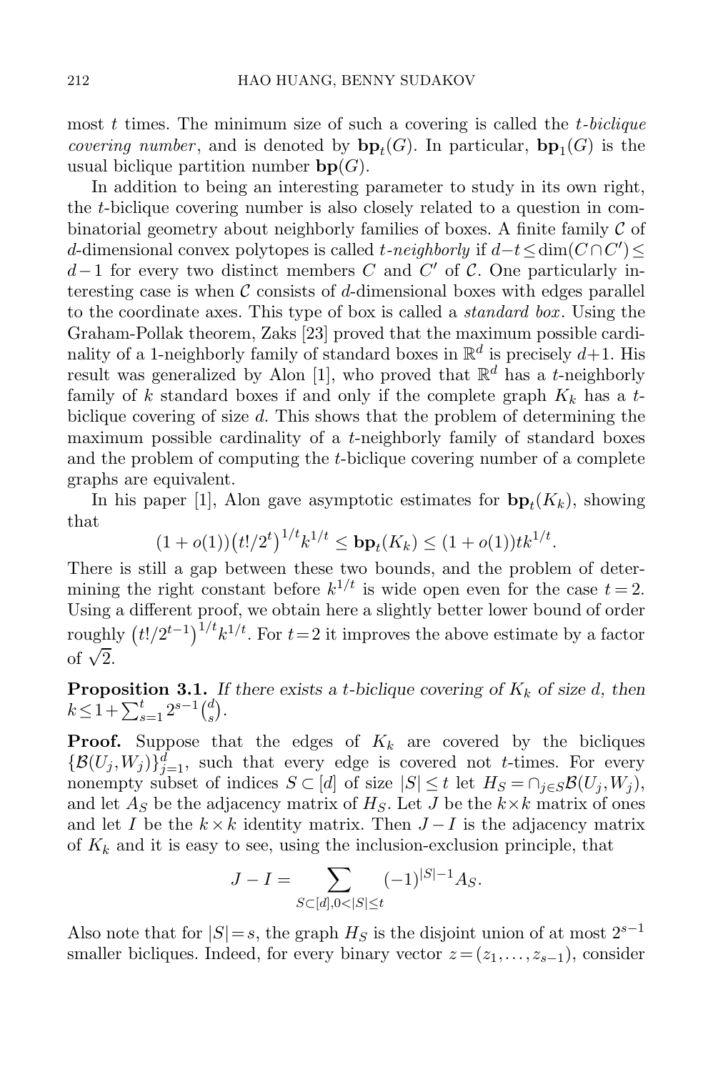most $t$ times. The minimum size of such a covering is called the *$t$-biclique covering number*, and is denoted by $\mathbf{bp}_t(G)$. In particular, $\mathbf{bp}_1(G)$ is the usual biclique partition number $\mathbf{bp}(G)$.

In addition to being an interesting parameter to study in its own right, the $t$-biclique covering number is also closely related to a question in combinatorial geometry about neighborly families of boxes. A finite family $\mathcal{C}$ of $d$-dimensional convex polytopes is called *$t$-neighborly* if $d-t \le \dim(C\cap C') \le d-1$ for every two distinct members $C$ and $C'$ of $\mathcal{C}$. One particularly interesting case is when $\mathcal{C}$ consists of $d$-dimensional boxes with edges parallel to the coordinate axes. This type of box is called a *standard box*. Using the Graham-Pollak theorem, Zaks [23] proved that the maximum possible cardinality of a 1-neighborly family of standard boxes in $\mathbb{R}^d$ is precisely $d+1$. His result was generalized by Alon [1], who proved that $\mathbb{R}^d$ has a $t$-neighborly family of $k$ standard boxes if and only if the complete graph $K_k$ has a $t$-biclique covering of size $d$. This shows that the problem of determining the maximum possible cardinality of a $t$-neighborly family of standard boxes and the problem of computing the $t$-biclique covering number of a complete graphs are equivalent.

In his paper [1], Alon gave asymptotic estimates for $\mathbf{bp}_t(K_k)$, showing that

$$(1+o(1))\big(t!/2^t\big)^{1/t}k^{1/t} \le \mathbf{bp}_t(K_k) \le (1+o(1))tk^{1/t}.$$

There is still a gap between these two bounds, and the problem of determining the right constant before $k^{1/t}$ is wide open even for the case $t=2$. Using a different proof, we obtain here a slightly better lower bound of order roughly $\big(t!/2^{t-1}\big)^{1/t}k^{1/t}$. For $t=2$ it improves the above estimate by a factor of $\sqrt{2}$.

**Proposition 3.1.** *If there exists a $t$-biclique covering of $K_k$ of size $d$, then $k \le 1+\sum_{s=1}^{t}2^{s-1}\binom{d}{s}$.*

**Proof.** Suppose that the edges of $K_k$ are covered by the bicliques $\{\mathcal{B}(U_j,W_j)\}_{j=1}^{d}$, such that every edge is covered not $t$-times. For every nonempty subset of indices $S\subset[d]$ of size $|S|\le t$ let $H_S=\cap_{j\in S}\mathcal{B}(U_j,W_j)$, and let $A_S$ be the adjacency matrix of $H_S$. Let $J$ be the $k\times k$ matrix of ones and let $I$ be the $k\times k$ identity matrix. Then $J-I$ is the adjacency matrix of $K_k$ and it is easy to see, using the inclusion-exclusion principle, that

$$J-I=\sum_{S\subset[d],0<|S|\le t}(-1)^{|S|-1}A_S.$$

Also note that for $|S|=s$, the graph $H_S$ is the disjoint union of at most $2^{s-1}$ smaller bicliques. Indeed, for every binary vector $z=(z_1,\dots,z_{s-1})$, consider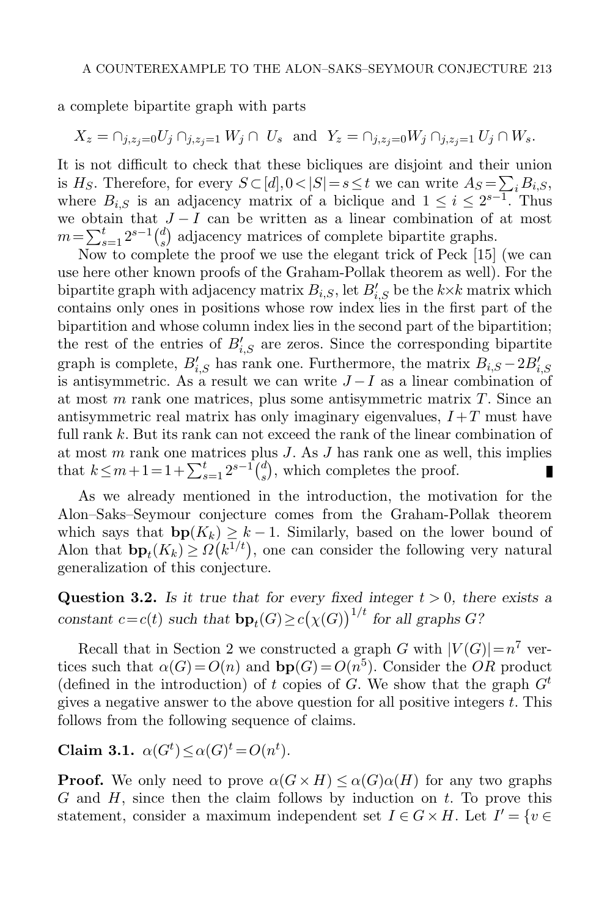a complete bipartite graph with parts

$$X_z = \cap_{j,z_j=0} U_j \cap_{j,z_j=1} W_j \cap\ U_s \quad \text{and} \quad Y_z = \cap_{j,z_j=0} W_j \cap_{j,z_j=1} U_j \cap W_s.$$

It is not difficult to check that these bicliques are disjoint and their union is $H_S$. Therefore, for every $S \subset [d], 0 < |S| = s \le t$ we can write $A_S = \sum_i B_{i,S}$, where $B_{i,S}$ is an adjacency matrix of a biclique and $1 \le i \le 2^{s-1}$. Thus we obtain that $J - I$ can be written as a linear combination of at most $m = \sum_{s=1}^{t} 2^{s-1}\binom{d}{s}$ adjacency matrices of complete bipartite graphs.

Now to complete the proof we use the elegant trick of Peck [15] (we can use here other known proofs of the Graham-Pollak theorem as well). For the bipartite graph with adjacency matrix $B_{i,S}$, let $B'_{i,S}$ be the $k \times k$ matrix which contains only ones in positions whose row index lies in the first part of the bipartition and whose column index lies in the second part of the bipartition; the rest of the entries of $B'_{i,S}$ are zeros. Since the corresponding bipartite graph is complete, $B'_{i,S}$ has rank one. Furthermore, the matrix $B_{i,S} - 2B'_{i,S}$ is antisymmetric. As a result we can write $J - I$ as a linear combination of at most $m$ rank one matrices, plus some antisymmetric matrix $T$. Since an antisymmetric real matrix has only imaginary eigenvalues, $I + T$ must have full rank $k$. But its rank can not exceed the rank of the linear combination of at most $m$ rank one matrices plus $J$. As $J$ has rank one as well, this implies that $k \le m + 1 = 1 + \sum_{s=1}^{t} 2^{s-1}\binom{d}{s}$, which completes the proof. ∎

As we already mentioned in the introduction, the motivation for the Alon–Saks–Seymour conjecture comes from the Graham-Pollak theorem which says that $\mathbf{bp}(K_k) \ge k - 1$. Similarly, based on the lower bound of Alon that $\mathbf{bp}_t(K_k) \ge \Omega\big(k^{1/t}\big)$, one can consider the following very natural generalization of this conjecture.

**Question 3.2.** *Is it true that for every fixed integer $t > 0$, there exists a constant $c = c(t)$ such that $\mathbf{bp}_t(G) \ge c\big(\chi(G)\big)^{1/t}$ for all graphs $G$?*

Recall that in Section 2 we constructed a graph $G$ with $|V(G)| = n^7$ vertices such that $\alpha(G) = O(n)$ and $\mathbf{bp}(G) = O(n^5)$. Consider the $OR$ product (defined in the introduction) of $t$ copies of $G$. We show that the graph $G^t$ gives a negative answer to the above question for all positive integers $t$. This follows from the following sequence of claims.

**Claim 3.1.** $\alpha(G^t) \le \alpha(G)^t = O(n^t)$.

**Proof.** We only need to prove $\alpha(G \times H) \le \alpha(G)\alpha(H)$ for any two graphs $G$ and $H$, since then the claim follows by induction on $t$. To prove this statement, consider a maximum independent set $I \in G \times H$. Let $I' = \{v \in$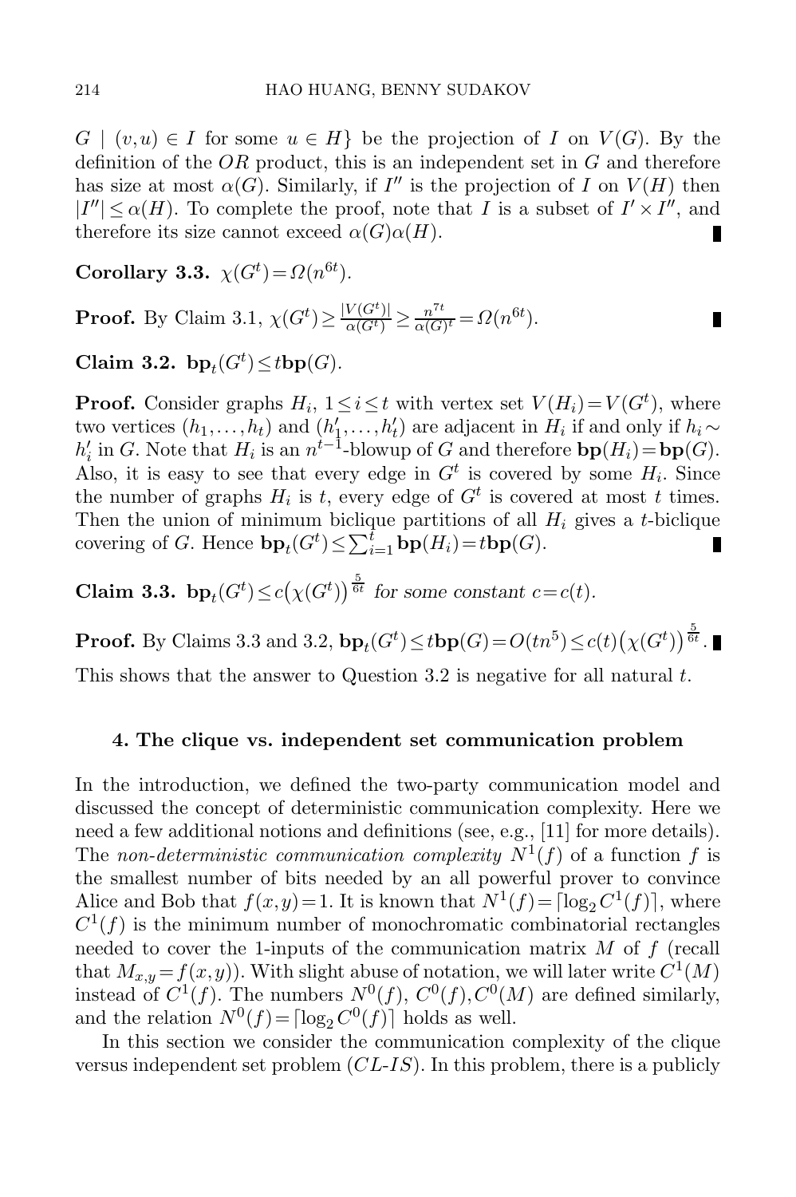$G \mid (v,u) \in I$ for some $u \in H\}$ be the projection of $I$ on $V(G)$. By the definition of the $OR$ product, this is an independent set in $G$ and therefore has size at most $\alpha(G)$. Similarly, if $I''$ is the projection of $I$ on $V(H)$ then $|I''| \le \alpha(H)$. To complete the proof, note that $I$ is a subset of $I' \times I''$, and therefore its size cannot exceed $\alpha(G)\alpha(H)$. ∎

**Corollary 3.3.** $\chi(G^t) = \Omega(n^{6t})$.

**Proof.** By Claim 3.1, $\chi(G^t) \ge \frac{|V(G^t)|}{\alpha(G^t)} \ge \frac{n^{7t}}{\alpha(G)^t} = \Omega(n^{6t})$. ∎

**Claim 3.2.** $\mathbf{bp}_t(G^t) \le t\mathbf{bp}(G)$.

**Proof.** Consider graphs $H_i$, $1 \le i \le t$ with vertex set $V(H_i) = V(G^t)$, where two vertices $(h_1, \ldots, h_t)$ and $(h_1', \ldots, h_t')$ are adjacent in $H_i$ if and only if $h_i \sim h_i'$ in $G$. Note that $H_i$ is an $n^{t-1}$-blowup of $G$ and therefore $\mathbf{bp}(H_i) = \mathbf{bp}(G)$. Also, it is easy to see that every edge in $G^t$ is covered by some $H_i$. Since the number of graphs $H_i$ is $t$, every edge of $G^t$ is covered at most $t$ times. Then the union of minimum biclique partitions of all $H_i$ gives a $t$-biclique covering of $G$. Hence $\mathbf{bp}_t(G^t) \le \sum_{i=1}^{t} \mathbf{bp}(H_i) = t\mathbf{bp}(G)$. ∎

**Claim 3.3.** *$\mathbf{bp}_t(G^t) \le c\big(\chi(G^t)\big)^{\frac{5}{6t}}$ for some constant $c = c(t)$.*

**Proof.** By Claims 3.3 and 3.2, $\mathbf{bp}_t(G^t) \le t\mathbf{bp}(G) = O(tn^5) \le c(t)\big(\chi(G^t)\big)^{\frac{5}{6t}}$. ∎

This shows that the answer to Question 3.2 is negative for all natural $t$.

## 4. The clique vs. independent set communication problem

In the introduction, we defined the two-party communication model and discussed the concept of deterministic communication complexity. Here we need a few additional notions and definitions (see, e.g., [11] for more details). The *non-deterministic communication complexity* $N^1(f)$ of a function $f$ is the smallest number of bits needed by an all powerful prover to convince Alice and Bob that $f(x,y) = 1$. It is known that $N^1(f) = \lceil \log_2 C^1(f) \rceil$, where $C^1(f)$ is the minimum number of monochromatic combinatorial rectangles needed to cover the 1-inputs of the communication matrix $M$ of $f$ (recall that $M_{x,y} = f(x,y)$). With slight abuse of notation, we will later write $C^1(M)$ instead of $C^1(f)$. The numbers $N^0(f)$, $C^0(f)$, $C^0(M)$ are defined similarly, and the relation $N^0(f) = \lceil \log_2 C^0(f) \rceil$ holds as well.

In this section we consider the communication complexity of the clique versus independent set problem ($CL$-$IS$). In this problem, there is a publicly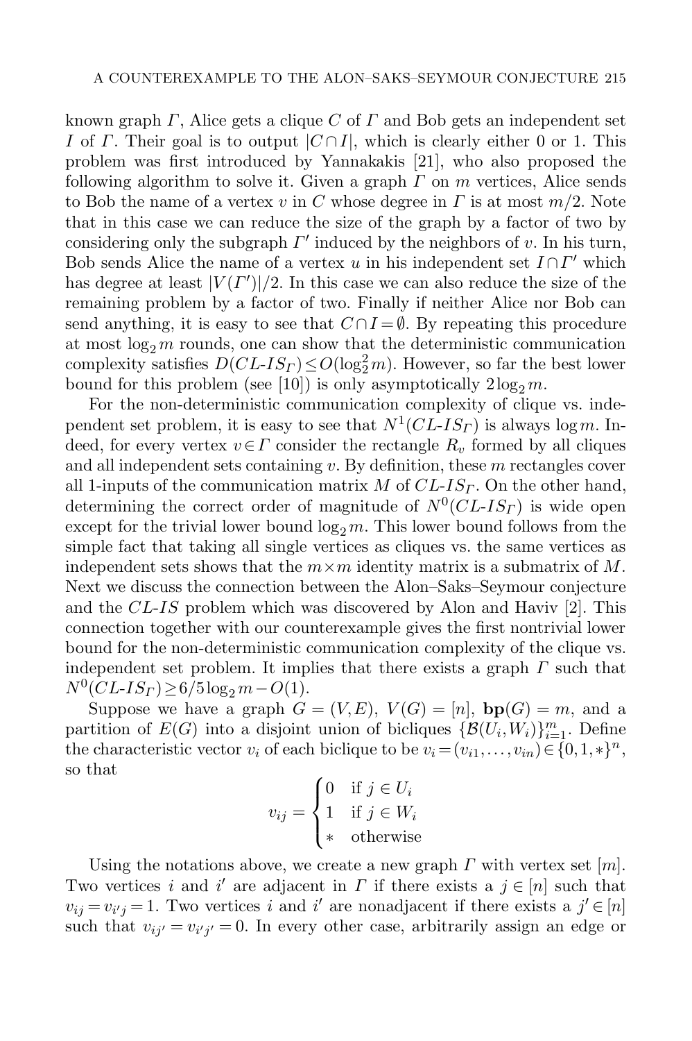known graph $\Gamma$, Alice gets a clique $C$ of $\Gamma$ and Bob gets an independent set $I$ of $\Gamma$. Their goal is to output $|C \cap I|$, which is clearly either 0 or 1. This problem was first introduced by Yannakakis [21], who also proposed the following algorithm to solve it. Given a graph $\Gamma$ on $m$ vertices, Alice sends to Bob the name of a vertex $v$ in $C$ whose degree in $\Gamma$ is at most $m/2$. Note that in this case we can reduce the size of the graph by a factor of two by considering only the subgraph $\Gamma'$ induced by the neighbors of $v$. In his turn, Bob sends Alice the name of a vertex $u$ in his independent set $I \cap \Gamma'$ which has degree at least $|V(\Gamma')|/2$. In this case we can also reduce the size of the remaining problem by a factor of two. Finally if neither Alice nor Bob can send anything, it is easy to see that $C \cap I = \emptyset$. By repeating this procedure at most $\log_2 m$ rounds, one can show that the deterministic communication complexity satisfies $D(CL\text{-}IS_\Gamma) \leq O(\log_2^2 m)$. However, so far the best lower bound for this problem (see [10]) is only asymptotically $2\log_2 m$.

For the non-deterministic communication complexity of clique vs. independent set problem, it is easy to see that $N^1(CL\text{-}IS_\Gamma)$ is always $\log m$. Indeed, for every vertex $v \in \Gamma$ consider the rectangle $R_v$ formed by all cliques and all independent sets containing $v$. By definition, these $m$ rectangles cover all 1-inputs of the communication matrix $M$ of $CL\text{-}IS_\Gamma$. On the other hand, determining the correct order of magnitude of $N^0(CL\text{-}IS_\Gamma)$ is wide open except for the trivial lower bound $\log_2 m$. This lower bound follows from the simple fact that taking all single vertices as cliques vs. the same vertices as independent sets shows that the $m \times m$ identity matrix is a submatrix of $M$. Next we discuss the connection between the Alon–Saks–Seymour conjecture and the $CL\text{-}IS$ problem which was discovered by Alon and Haviv [2]. This connection together with our counterexample gives the first nontrivial lower bound for the non-deterministic communication complexity of the clique vs. independent set problem. It implies that there exists a graph $\Gamma$ such that $N^0(CL\text{-}IS_\Gamma) \geq 6/5 \log_2 m - O(1)$.

Suppose we have a graph $G = (V, E)$, $V(G) = [n]$, $\mathbf{bp}(G) = m$, and a partition of $E(G)$ into a disjoint union of bicliques $\{\mathcal{B}(U_i, W_i)\}_{i=1}^m$. Define the characteristic vector $v_i$ of each biclique to be $v_i = (v_{i1}, \dots, v_{in}) \in \{0, 1, *\}^n$, so that

$$v_{ij} = \begin{cases} 0 & \text{if } j \in U_i \\ 1 & \text{if } j \in W_i \\ * & \text{otherwise} \end{cases}$$

Using the notations above, we create a new graph $\Gamma$ with vertex set $[m]$. Two vertices $i$ and $i'$ are adjacent in $\Gamma$ if there exists a $j \in [n]$ such that $v_{ij} = v_{i'j} = 1$. Two vertices $i$ and $i'$ are nonadjacent if there exists a $j' \in [n]$ such that $v_{ij'} = v_{i'j'} = 0$. In every other case, arbitrarily assign an edge or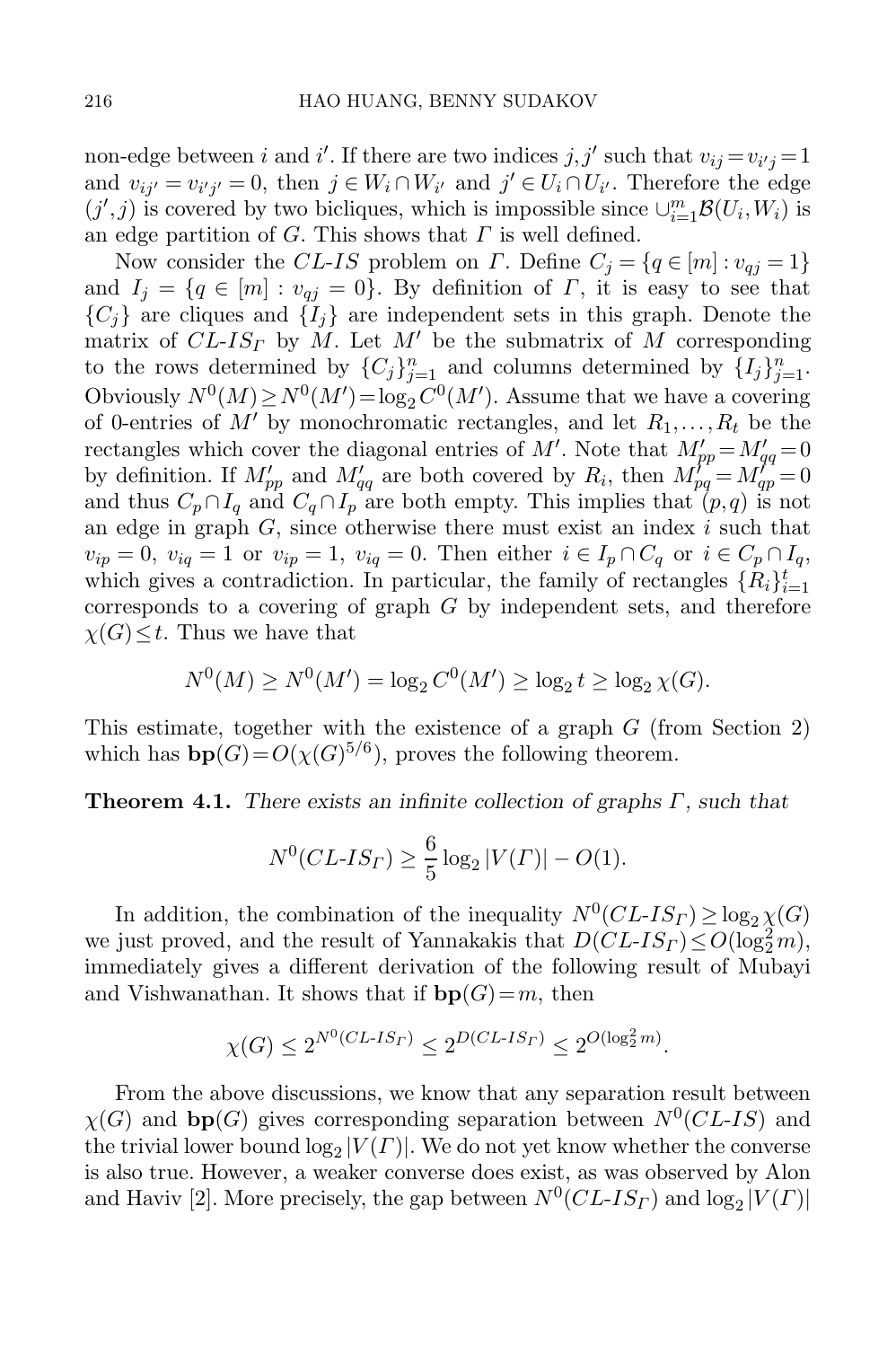non-edge between $i$ and $i'$. If there are two indices $j, j'$ such that $v_{ij} = v_{i'j} = 1$ and $v_{ij'} = v_{i'j'} = 0$, then $j \in W_i \cap W_{i'}$ and $j' \in U_i \cap U_{i'}$. Therefore the edge $(j', j)$ is covered by two bicliques, which is impossible since $\cup_{i=1}^m \mathcal{B}(U_i, W_i)$ is an edge partition of $G$. This shows that $\Gamma$ is well defined.

Now consider the *CL-IS* problem on $\Gamma$. Define $C_j = \{q \in [m] : v_{qj} = 1\}$ and $I_j = \{q \in [m] : v_{qj} = 0\}$. By definition of $\Gamma$, it is easy to see that $\{C_j\}$ are cliques and $\{I_j\}$ are independent sets in this graph. Denote the matrix of $CL\text{-}IS_\Gamma$ by $M$. Let $M'$ be the submatrix of $M$ corresponding to the rows determined by $\{C_j\}_{j=1}^n$ and columns determined by $\{I_j\}_{j=1}^n$. Obviously $N^0(M) \geq N^0(M') = \log_2 C^0(M')$. Assume that we have a covering of 0-entries of $M'$ by monochromatic rectangles, and let $R_1, \ldots, R_t$ be the rectangles which cover the diagonal entries of $M'$. Note that $M'_{pp} = M'_{qq} = 0$ by definition. If $M'_{pp}$ and $M'_{qq}$ are both covered by $R_i$, then $M'_{pq} = M'_{qp} = 0$ and thus $C_p \cap I_q$ and $C_q \cap I_p$ are both empty. This implies that $(p, q)$ is not an edge in graph $G$, since otherwise there must exist an index $i$ such that $v_{ip} = 0$, $v_{iq} = 1$ or $v_{ip} = 1$, $v_{iq} = 0$. Then either $i \in I_p \cap C_q$ or $i \in C_p \cap I_q$, which gives a contradiction. In particular, the family of rectangles $\{R_i\}_{i=1}^t$ corresponds to a covering of graph $G$ by independent sets, and therefore $\chi(G) \leq t$. Thus we have that

$$N^0(M) \geq N^0(M') = \log_2 C^0(M') \geq \log_2 t \geq \log_2 \chi(G).$$

This estimate, together with the existence of a graph $G$ (from Section 2) which has $\mathbf{bp}(G) = O(\chi(G)^{5/6})$, proves the following theorem.

**Theorem 4.1.** *There exists an infinite collection of graphs $\Gamma$, such that*

$$N^0(CL\text{-}IS_\Gamma) \geq \frac{6}{5} \log_2 |V(\Gamma)| - O(1).$$

In addition, the combination of the inequality $N^0(CL\text{-}IS_\Gamma) \geq \log_2 \chi(G)$ we just proved, and the result of Yannakakis that $D(CL\text{-}IS_\Gamma) \leq O(\log_2^2 m)$, immediately gives a different derivation of the following result of Mubayi and Vishwanathan. It shows that if $\mathbf{bp}(G) = m$, then

$$\chi(G) \leq 2^{N^0(CL\text{-}IS_\Gamma)} \leq 2^{D(CL\text{-}IS_\Gamma)} \leq 2^{O(\log_2^2 m)}.$$

From the above discussions, we know that any separation result between $\chi(G)$ and $\mathbf{bp}(G)$ gives corresponding separation between $N^0(CL\text{-}IS)$ and the trivial lower bound $\log_2 |V(\Gamma)|$. We do not yet know whether the converse is also true. However, a weaker converse does exist, as was observed by Alon and Haviv [2]. More precisely, the gap between $N^0(CL\text{-}IS_\Gamma)$ and $\log_2 |V(\Gamma)|$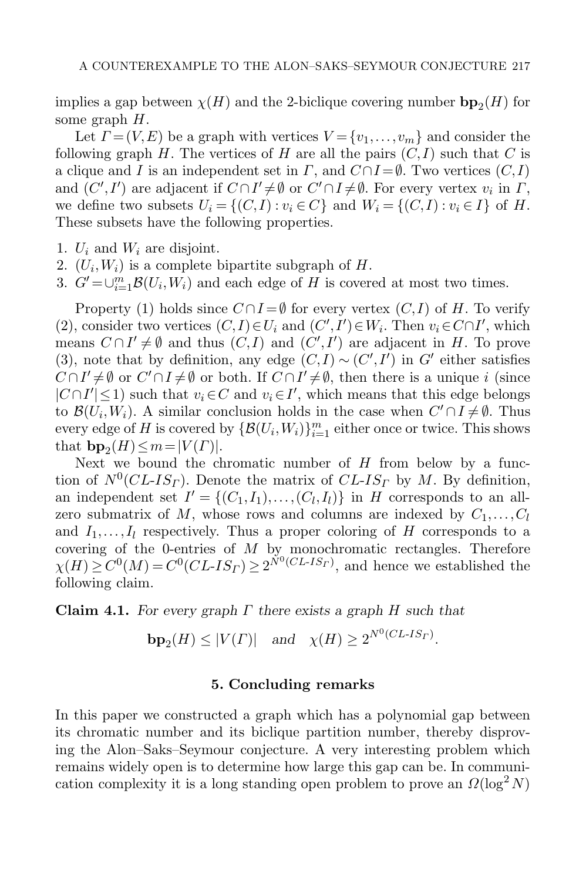implies a gap between $\chi(H)$ and the 2-biclique covering number $\mathbf{bp}_2(H)$ for some graph $H$.

Let $\Gamma=(V,E)$ be a graph with vertices $V=\{v_1,\dots,v_m\}$ and consider the following graph $H$. The vertices of $H$ are all the pairs $(C,I)$ such that $C$ is a clique and $I$ is an independent set in $\Gamma$, and $C\cap I=\emptyset$. Two vertices $(C,I)$ and $(C',I')$ are adjacent if $C\cap I'\neq\emptyset$ or $C'\cap I\neq\emptyset$. For every vertex $v_i$ in $\Gamma$, we define two subsets $U_i=\{(C,I): v_i\in C\}$ and $W_i=\{(C,I): v_i\in I\}$ of $H$. These subsets have the following properties.

1. $U_i$ and $W_i$ are disjoint.
2. $(U_i,W_i)$ is a complete bipartite subgraph of $H$.
3. $G'=\cup_{i=1}^m \mathcal{B}(U_i,W_i)$ and each edge of $H$ is covered at most two times.

Property (1) holds since $C\cap I=\emptyset$ for every vertex $(C,I)$ of $H$. To verify (2), consider two vertices $(C,I)\in U_i$ and $(C',I')\in W_i$. Then $v_i\in C\cap I'$, which means $C\cap I'\neq\emptyset$ and thus $(C,I)$ and $(C',I')$ are adjacent in $H$. To prove (3), note that by definition, any edge $(C,I)\sim(C',I')$ in $G'$ either satisfies $C\cap I'\neq\emptyset$ or $C'\cap I\neq\emptyset$ or both. If $C\cap I'\neq\emptyset$, then there is a unique $i$ (since $|C\cap I'|\leq 1$) such that $v_i\in C$ and $v_i\in I'$, which means that this edge belongs to $\mathcal{B}(U_i,W_i)$. A similar conclusion holds in the case when $C'\cap I\neq\emptyset$. Thus every edge of $H$ is covered by $\{\mathcal{B}(U_i,W_i)\}_{i=1}^m$ either once or twice. This shows that $\mathbf{bp}_2(H)\leq m=|V(\Gamma)|$.

Next we bound the chromatic number of $H$ from below by a function of $N^0(CL\text{-}IS_\Gamma)$. Denote the matrix of $CL\text{-}IS_\Gamma$ by $M$. By definition, an independent set $I'=\{(C_1,I_1),\dots,(C_l,I_l)\}$ in $H$ corresponds to an all-zero submatrix of $M$, whose rows and columns are indexed by $C_1,\dots,C_l$ and $I_1,\dots,I_l$ respectively. Thus a proper coloring of $H$ corresponds to a covering of the 0-entries of $M$ by monochromatic rectangles. Therefore $\chi(H)\geq C^0(M)=C^0(CL\text{-}IS_\Gamma)\geq 2^{N^0(CL\text{-}IS_\Gamma)}$, and hence we established the following claim.

**Claim 4.1.** *For every graph $\Gamma$ there exists a graph $H$ such that*

$$\mathbf{bp}_2(H)\leq|V(\Gamma)| \quad \text{and} \quad \chi(H)\geq 2^{N^0(CL\text{-}IS_\Gamma)}.$$

## 5. Concluding remarks

In this paper we constructed a graph which has a polynomial gap between its chromatic number and its biclique partition number, thereby disproving the Alon–Saks–Seymour conjecture. A very interesting problem which remains widely open is to determine how large this gap can be. In communication complexity it is a long standing open problem to prove an $\Omega(\log^2 N)$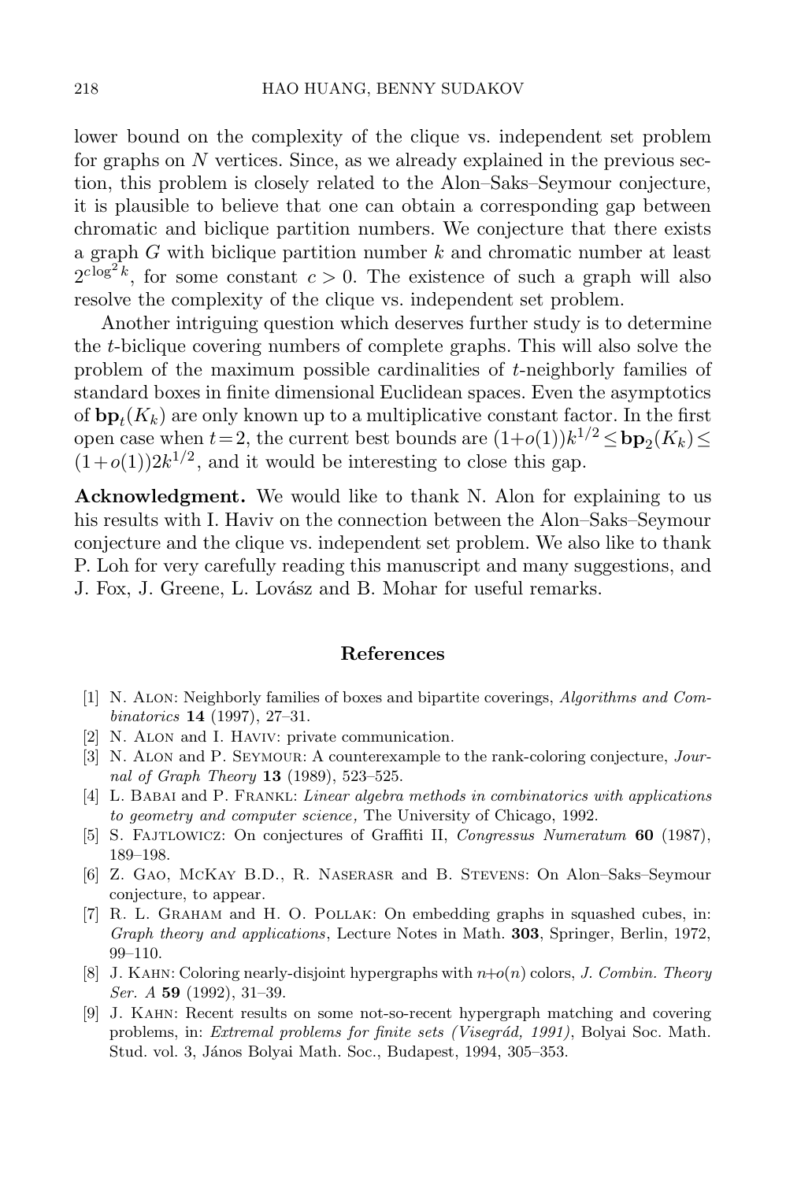lower bound on the complexity of the clique vs. independent set problem for graphs on $N$ vertices. Since, as we already explained in the previous section, this problem is closely related to the Alon–Saks–Seymour conjecture, it is plausible to believe that one can obtain a corresponding gap between chromatic and biclique partition numbers. We conjecture that there exists a graph $G$ with biclique partition number $k$ and chromatic number at least $2^{c\log^2 k}$, for some constant $c>0$. The existence of such a graph will also resolve the complexity of the clique vs. independent set problem.

Another intriguing question which deserves further study is to determine the $t$-biclique covering numbers of complete graphs. This will also solve the problem of the maximum possible cardinalities of $t$-neighborly families of standard boxes in finite dimensional Euclidean spaces. Even the asymptotics of $\mathbf{bp}_t(K_k)$ are only known up to a multiplicative constant factor. In the first open case when $t=2$, the current best bounds are $(1+o(1))k^{1/2} \le \mathbf{bp}_2(K_k) \le (1+o(1))2k^{1/2}$, and it would be interesting to close this gap.

**Acknowledgment.** We would like to thank N. Alon for explaining to us his results with I. Haviv on the connection between the Alon–Saks–Seymour conjecture and the clique vs. independent set problem. We also like to thank P. Loh for very carefully reading this manuscript and many suggestions, and J. Fox, J. Greene, L. Lovász and B. Mohar for useful remarks.

## References

[1] N. Alon: Neighborly families of boxes and bipartite coverings, *Algorithms and Combinatorics* **14** (1997), 27–31.

[2] N. Alon and I. Haviv: private communication.

[3] N. Alon and P. Seymour: A counterexample to the rank-coloring conjecture, *Journal of Graph Theory* **13** (1989), 523–525.

[4] L. Babai and P. Frankl: *Linear algebra methods in combinatorics with applications to geometry and computer science,* The University of Chicago, 1992.

[5] S. Fajtlowicz: On conjectures of Graffiti II, *Congressus Numeratum* **60** (1987), 189–198.

[6] Z. Gao, McKay B.D., R. Naserasr and B. Stevens: On Alon–Saks–Seymour conjecture, to appear.

[7] R. L. Graham and H. O. Pollak: On embedding graphs in squashed cubes, in: *Graph theory and applications*, Lecture Notes in Math. **303**, Springer, Berlin, 1972, 99–110.

[8] J. Kahn: Coloring nearly-disjoint hypergraphs with $n+o(n)$ colors, *J. Combin. Theory Ser. A* **59** (1992), 31–39.

[9] J. Kahn: Recent results on some not-so-recent hypergraph matching and covering problems, in: *Extremal problems for finite sets (Visegrád, 1991)*, Bolyai Soc. Math. Stud. vol. 3, János Bolyai Math. Soc., Budapest, 1994, 305–353.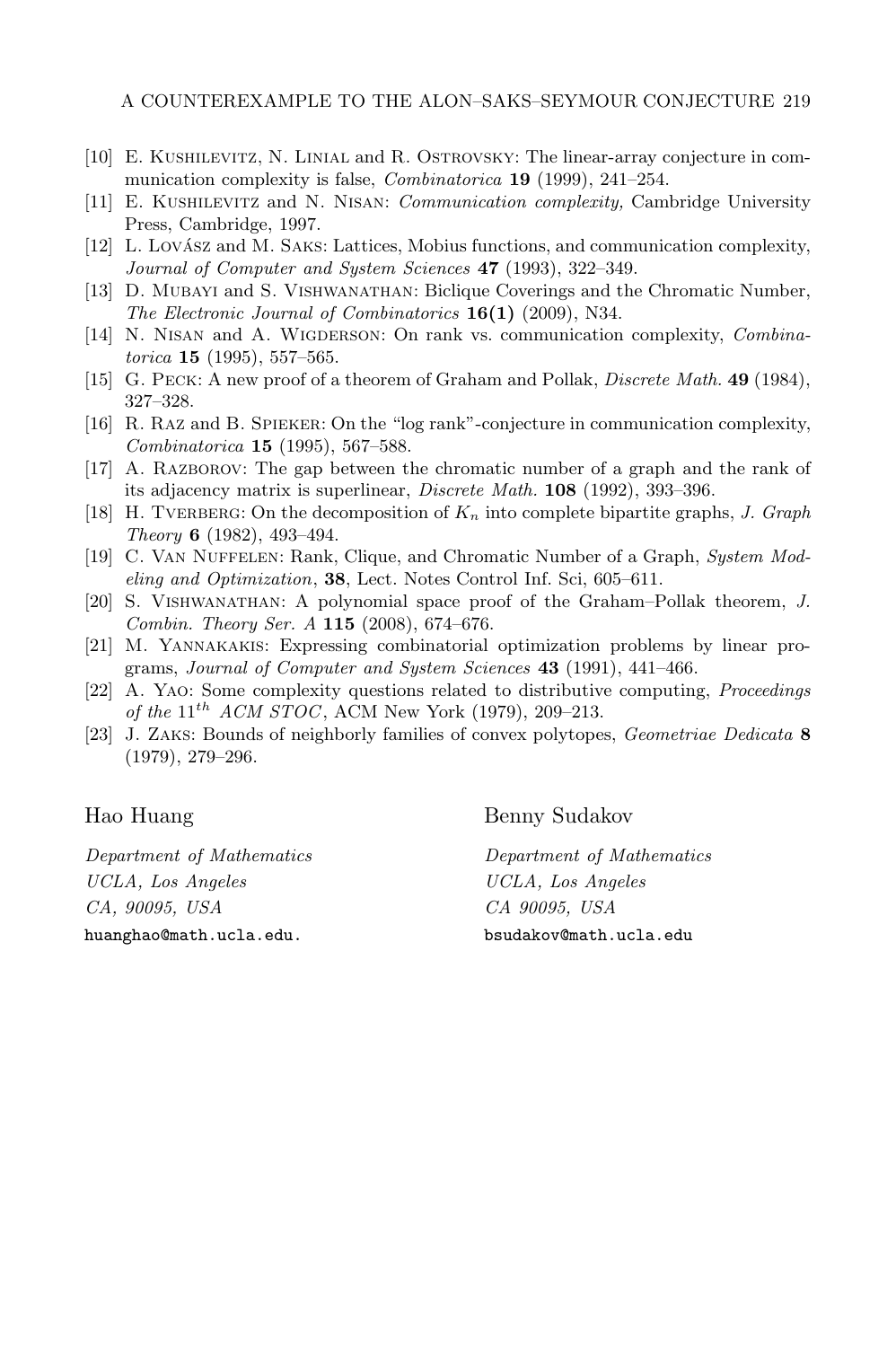[10] E. Kushilevitz, N. Linial and R. Ostrovsky: The linear-array conjecture in communication complexity is false, *Combinatorica* **19** (1999), 241–254.

[11] E. Kushilevitz and N. Nisan: *Communication complexity,* Cambridge University Press, Cambridge, 1997.

[12] L. Lovász and M. Saks: Lattices, Mobius functions, and communication complexity, *Journal of Computer and System Sciences* **47** (1993), 322–349.

[13] D. Mubayi and S. Vishwanathan: Biclique Coverings and the Chromatic Number, *The Electronic Journal of Combinatorics* **16(1)** (2009), N34.

[14] N. Nisan and A. Wigderson: On rank vs. communication complexity, *Combinatorica* **15** (1995), 557–565.

[15] G. Peck: A new proof of a theorem of Graham and Pollak, *Discrete Math.* **49** (1984), 327–328.

[16] R. Raz and B. Spieker: On the "log rank"-conjecture in communication complexity, *Combinatorica* **15** (1995), 567–588.

[17] A. Razborov: The gap between the chromatic number of a graph and the rank of its adjacency matrix is superlinear, *Discrete Math.* **108** (1992), 393–396.

[18] H. Tverberg: On the decomposition of $K_n$ into complete bipartite graphs, *J. Graph Theory* **6** (1982), 493–494.

[19] C. Van Nuffelen: Rank, Clique, and Chromatic Number of a Graph, *System Modeling and Optimization*, **38**, Lect. Notes Control Inf. Sci, 605–611.

[20] S. Vishwanathan: A polynomial space proof of the Graham–Pollak theorem, *J. Combin. Theory Ser. A* **115** (2008), 674–676.

[21] M. Yannakakis: Expressing combinatorial optimization problems by linear programs, *Journal of Computer and System Sciences* **43** (1991), 441–466.

[22] A. Yao: Some complexity questions related to distributive computing, *Proceedings of the* $11^{th}$ *ACM STOC*, ACM New York (1979), 209–213.

[23] J. Zaks: Bounds of neighborly families of convex polytopes, *Geometriae Dedicata* **8** (1979), 279–296.

Hao Huang

*Department of Mathematics*
*UCLA, Los Angeles*
*CA, 90095, USA*
huanghao@math.ucla.edu.

Benny Sudakov

*Department of Mathematics*
*UCLA, Los Angeles*
*CA 90095, USA*
bsudakov@math.ucla.edu